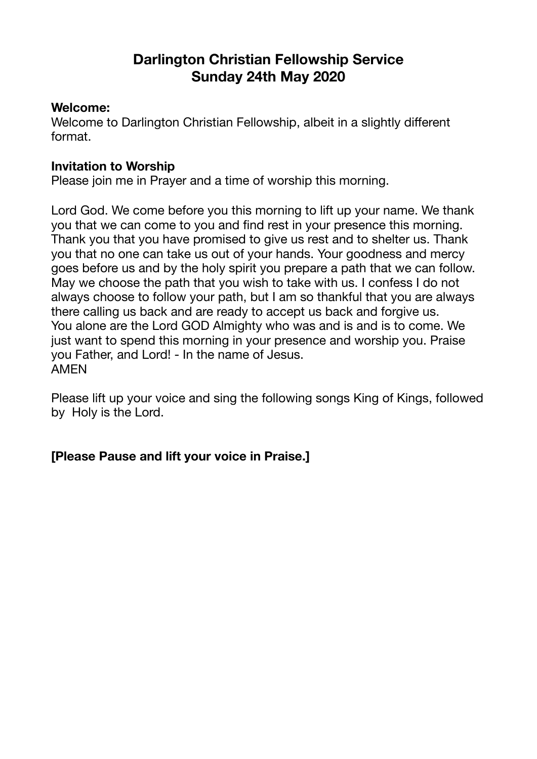# Darlington Christian Fellowship Service
# Sunday 24th May 2020

**Welcome:**
Welcome to Darlington Christian Fellowship, albeit in a slightly different format.

**Invitation to Worship**
Please join me in Prayer and a time of worship this morning.

Lord God. We come before you this morning to lift up your name. We thank you that we can come to you and find rest in your presence this morning. Thank you that you have promised to give us rest and to shelter us. Thank you that no one can take us out of your hands. Your goodness and mercy goes before us and by the holy spirit you prepare a path that we can follow. May we choose the path that you wish to take with us. I confess I do not always choose to follow your path, but I am so thankful that you are always there calling us back and are ready to accept us back and forgive us.
You alone are the Lord GOD Almighty who was and is and is to come. We just want to spend this morning in your presence and worship you. Praise you Father, and Lord! - In the name of Jesus.
AMEN

Please lift up your voice and sing the following songs King of Kings, followed by Holy is the Lord.

**[Please Pause and lift your voice in Praise.]**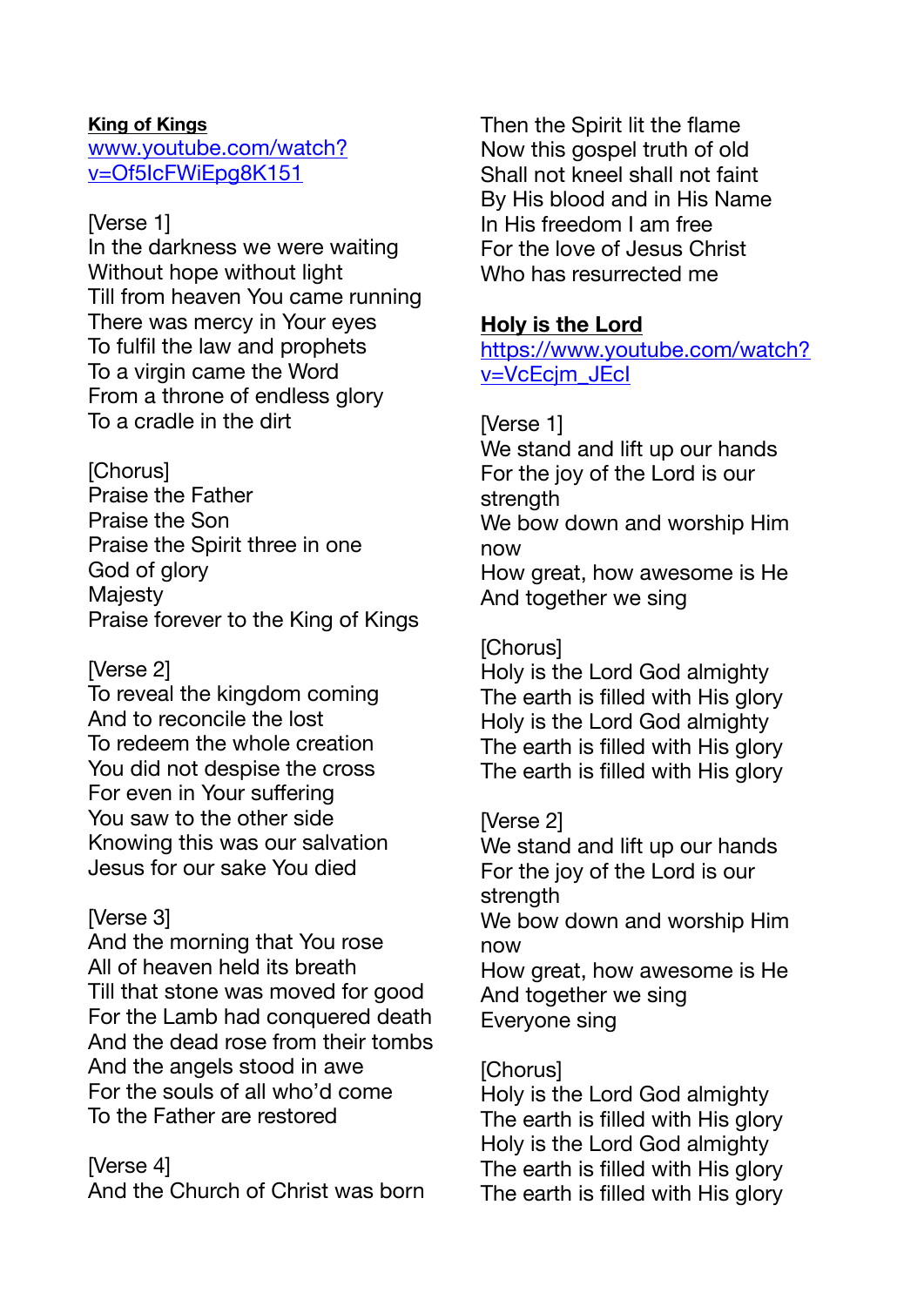**King of Kings**

[www.youtube.com/watch?v=Of5IcFWiEpg8K151](http://www.youtube.com/watch?v=Of5IcFWiEpg8K151)

[Verse 1]
In the darkness we were waiting
Without hope without light
Till from heaven You came running
There was mercy in Your eyes
To fulfil the law and prophets
To a virgin came the Word
From a throne of endless glory
To a cradle in the dirt

[Chorus]
Praise the Father
Praise the Son
Praise the Spirit three in one
God of glory
Majesty
Praise forever to the King of Kings

[Verse 2]
To reveal the kingdom coming
And to reconcile the lost
To redeem the whole creation
You did not despise the cross
For even in Your suffering
You saw to the other side
Knowing this was our salvation
Jesus for our sake You died

[Verse 3]
And the morning that You rose
All of heaven held its breath
Till that stone was moved for good
For the Lamb had conquered death
And the dead rose from their tombs
And the angels stood in awe
For the souls of all who'd come
To the Father are restored

[Verse 4]
And the Church of Christ was born
Then the Spirit lit the flame
Now this gospel truth of old
Shall not kneel shall not faint
By His blood and in His Name
In His freedom I am free
For the love of Jesus Christ
Who has resurrected me

**Holy is the Lord**

[https://www.youtube.com/watch?v=VcEcjm_JEcI](https://www.youtube.com/watch?v=VcEcjm_JEcI)

[Verse 1]
We stand and lift up our hands
For the joy of the Lord is our strength
We bow down and worship Him now
How great, how awesome is He
And together we sing

[Chorus]
Holy is the Lord God almighty
The earth is filled with His glory
Holy is the Lord God almighty
The earth is filled with His glory
The earth is filled with His glory

[Verse 2]
We stand and lift up our hands
For the joy of the Lord is our strength
We bow down and worship Him now
How great, how awesome is He
And together we sing
Everyone sing

[Chorus]
Holy is the Lord God almighty
The earth is filled with His glory
Holy is the Lord God almighty
The earth is filled with His glory
The earth is filled with His glory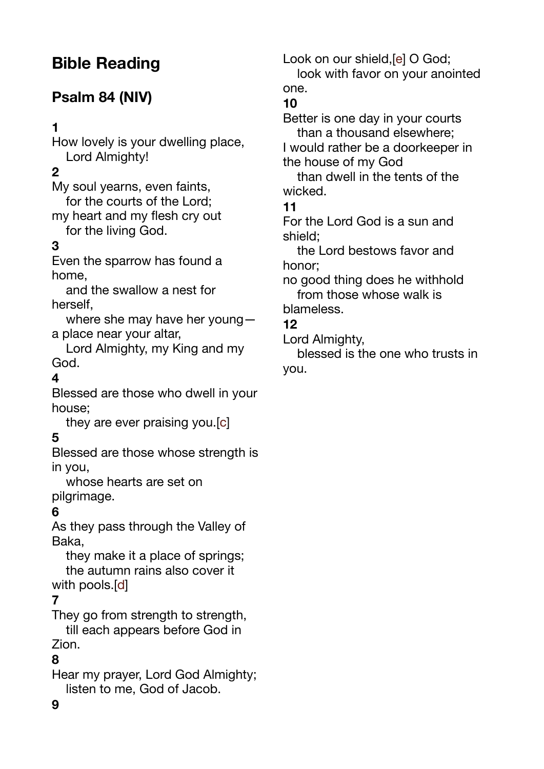## Bible Reading

### Psalm 84 (NIV)

**1**
How lovely is your dwelling place,
  Lord Almighty!
**2**
My soul yearns, even faints,
  for the courts of the Lord;
my heart and my flesh cry out
  for the living God.
**3**
Even the sparrow has found a home,
  and the swallow a nest for herself,
  where she may have her young—
a place near your altar,
  Lord Almighty, my King and my God.
**4**
Blessed are those who dwell in your house;
  they are ever praising you.[c]
**5**
Blessed are those whose strength is in you,
  whose hearts are set on pilgrimage.
**6**
As they pass through the Valley of Baka,
  they make it a place of springs;
  the autumn rains also cover it with pools.[d]
**7**
They go from strength to strength,
  till each appears before God in Zion.
**8**
Hear my prayer, Lord God Almighty;
  listen to me, God of Jacob.
**9**
Look on our shield,[e] O God;
  look with favor on your anointed one.
**10**
Better is one day in your courts
  than a thousand elsewhere;
I would rather be a doorkeeper in the house of my God
  than dwell in the tents of the wicked.
**11**
For the Lord God is a sun and shield;
  the Lord bestows favor and honor;
no good thing does he withhold
  from those whose walk is blameless.
**12**
Lord Almighty,
  blessed is the one who trusts in you.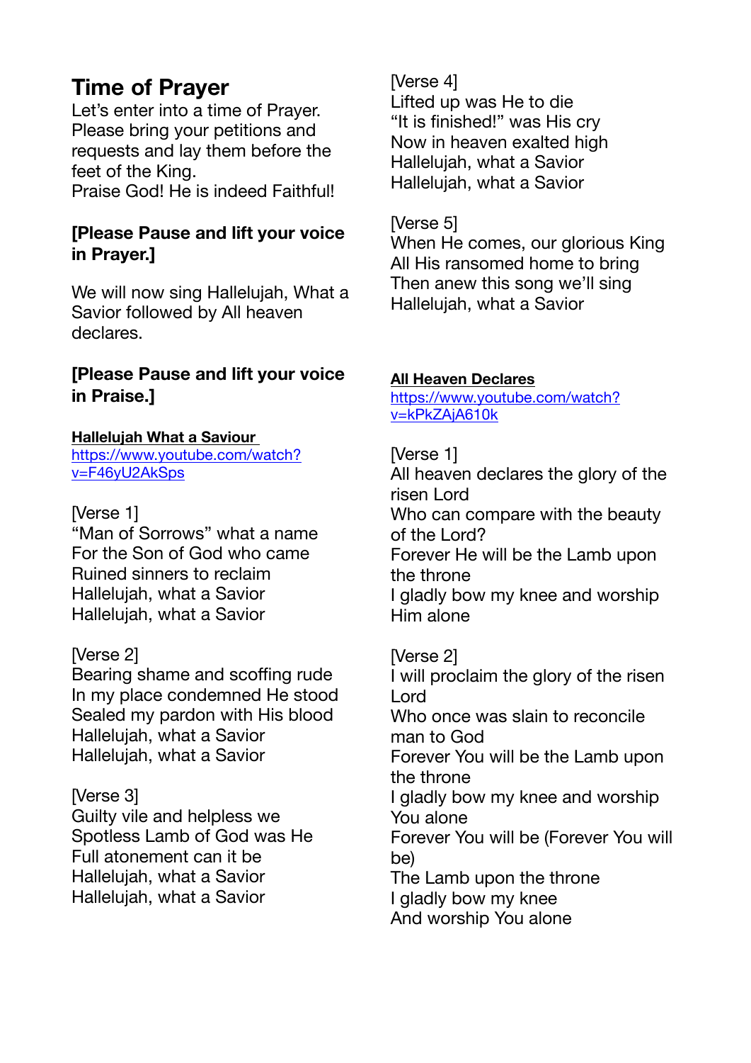# Time of Prayer

Let's enter into a time of Prayer.
Please bring your petitions and requests and lay them before the feet of the King.
Praise God! He is indeed Faithful!

**[Please Pause and lift your voice in Prayer.]**

We will now sing Hallelujah, What a Savior followed by All heaven declares.

**[Please Pause and lift your voice in Praise.]**

**Hallelujah What a Saviour**
https://www.youtube.com/watch?v=F46yU2AkSps

[Verse 1]
"Man of Sorrows" what a name
For the Son of God who came
Ruined sinners to reclaim
Hallelujah, what a Savior
Hallelujah, what a Savior

[Verse 2]
Bearing shame and scoffing rude
In my place condemned He stood
Sealed my pardon with His blood
Hallelujah, what a Savior
Hallelujah, what a Savior

[Verse 3]
Guilty vile and helpless we
Spotless Lamb of God was He
Full atonement can it be
Hallelujah, what a Savior
Hallelujah, what a Savior

[Verse 4]
Lifted up was He to die
"It is finished!" was His cry
Now in heaven exalted high
Hallelujah, what a Savior
Hallelujah, what a Savior

[Verse 5]
When He comes, our glorious King
All His ransomed home to bring
Then anew this song we'll sing
Hallelujah, what a Savior

**All Heaven Declares**
https://www.youtube.com/watch?v=kPkZAjA610k

[Verse 1]
All heaven declares the glory of the risen Lord
Who can compare with the beauty of the Lord?
Forever He will be the Lamb upon the throne
I gladly bow my knee and worship Him alone

[Verse 2]
I will proclaim the glory of the risen Lord
Who once was slain to reconcile man to God
Forever You will be the Lamb upon the throne
I gladly bow my knee and worship You alone
Forever You will be (Forever You will be)
The Lamb upon the throne
I gladly bow my knee
And worship You alone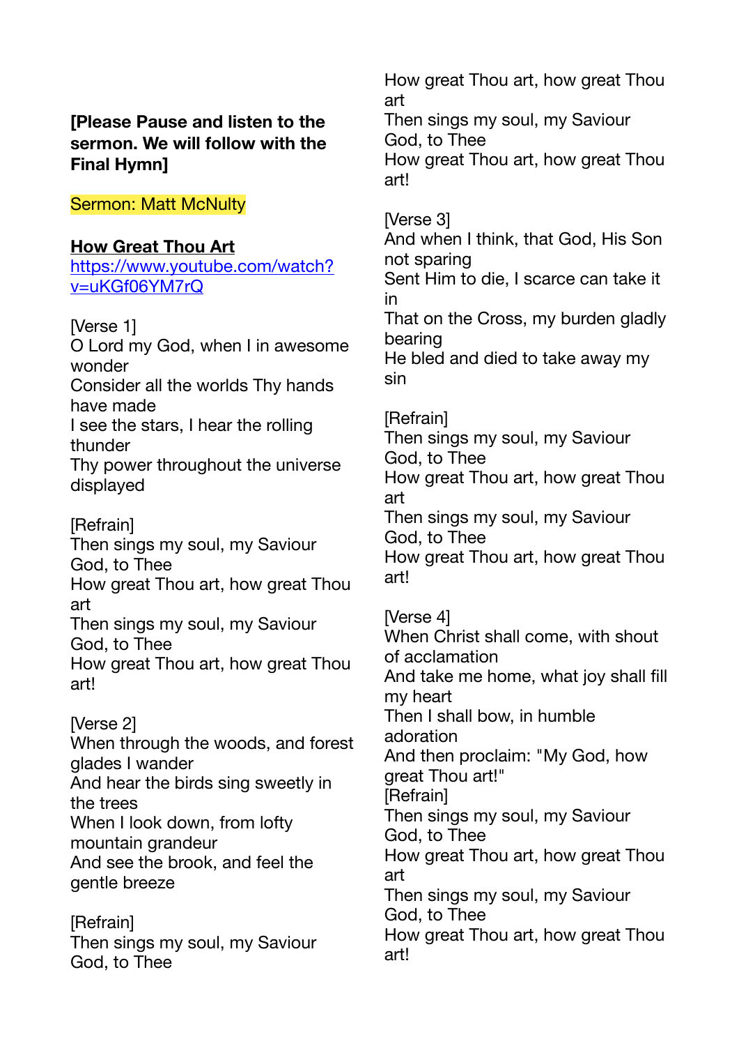**[Please Pause and listen to the sermon. We will follow with the Final Hymn]**

Sermon: Matt McNulty

**How Great Thou Art**

[https://www.youtube.com/watch?v=uKGf06YM7rQ](https://www.youtube.com/watch?v=uKGf06YM7rQ)

[Verse 1]
O Lord my God, when I in awesome wonder
Consider all the worlds Thy hands have made
I see the stars, I hear the rolling thunder
Thy power throughout the universe displayed

[Refrain]
Then sings my soul, my Saviour God, to Thee
How great Thou art, how great Thou art
Then sings my soul, my Saviour God, to Thee
How great Thou art, how great Thou art!

[Verse 2]
When through the woods, and forest glades I wander
And hear the birds sing sweetly in the trees
When I look down, from lofty mountain grandeur
And see the brook, and feel the gentle breeze

[Refrain]
Then sings my soul, my Saviour God, to Thee
How great Thou art, how great Thou art
Then sings my soul, my Saviour God, to Thee
How great Thou art, how great Thou art!

[Verse 3]
And when I think, that God, His Son not sparing
Sent Him to die, I scarce can take it in
That on the Cross, my burden gladly bearing
He bled and died to take away my sin

[Refrain]
Then sings my soul, my Saviour God, to Thee
How great Thou art, how great Thou art
Then sings my soul, my Saviour God, to Thee
How great Thou art, how great Thou art!

[Verse 4]
When Christ shall come, with shout of acclamation
And take me home, what joy shall fill my heart
Then I shall bow, in humble adoration
And then proclaim: "My God, how great Thou art!"
[Refrain]
Then sings my soul, my Saviour God, to Thee
How great Thou art, how great Thou art
Then sings my soul, my Saviour God, to Thee
How great Thou art, how great Thou art!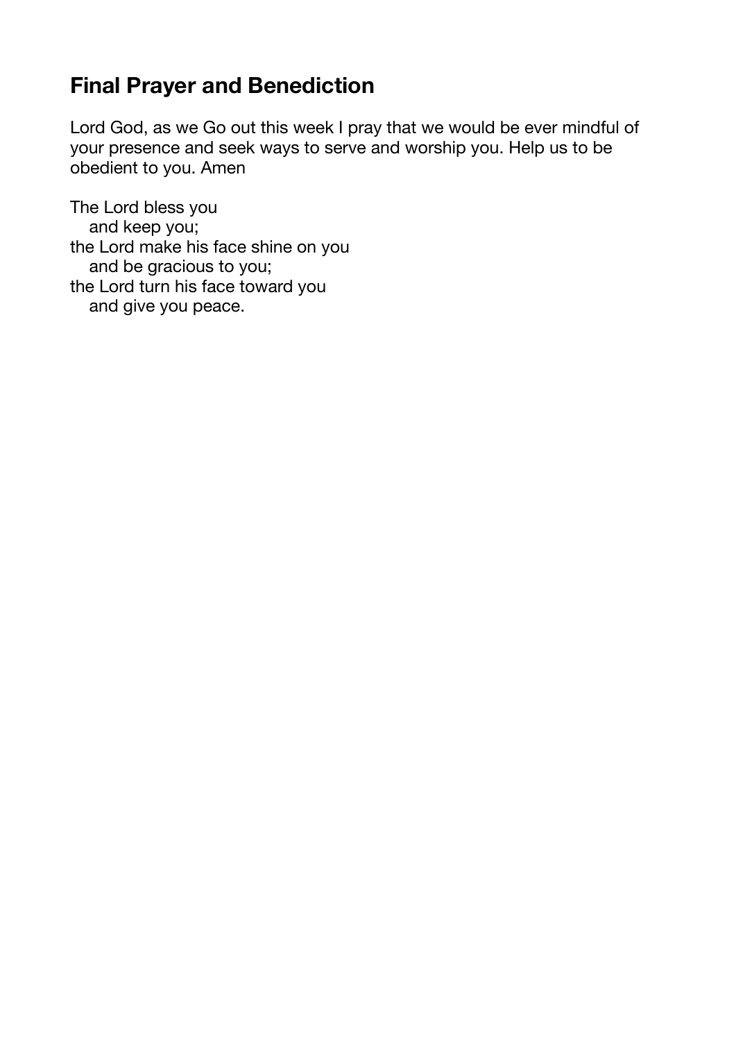## Final Prayer and Benediction

Lord God, as we Go out this week I pray that we would be ever mindful of your presence and seek ways to serve and worship you. Help us to be obedient to you. Amen

The Lord bless you  
  and keep you;  
the Lord make his face shine on you  
  and be gracious to you;  
the Lord turn his face toward you  
  and give you peace.